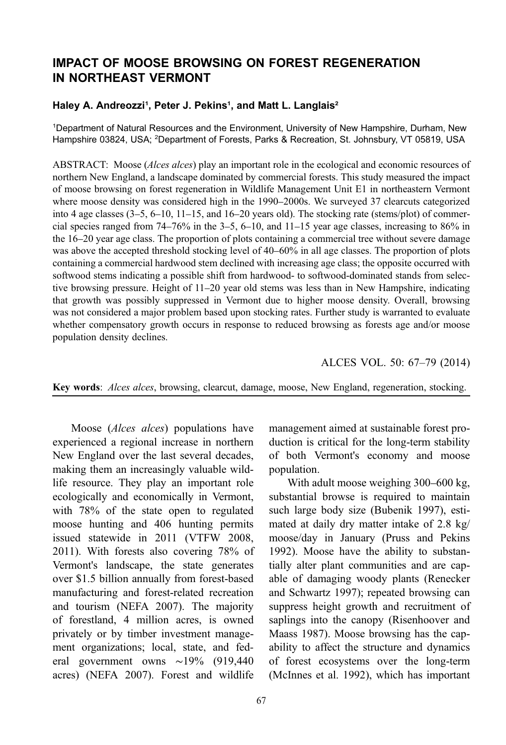# IMPACT OF MOOSE BROWSING ON FOREST REGENERATION IN NORTHEAST VERMONT

**Haley A. Andreozzi[1], Peter J. Pekins[1], and Matt L. Langlais[2]**

[1]Department of Natural Resources and the Environment, University of New Hampshire, Durham, New Hampshire 03824, USA; [2]Department of Forests, Parks & Recreation, St. Johnsbury, VT 05819, USA

ABSTRACT: Moose (*Alces alces*) play an important role in the ecological and economic resources of northern New England, a landscape dominated by commercial forests. This study measured the impact of moose browsing on forest regeneration in Wildlife Management Unit E1 in northeastern Vermont where moose density was considered high in the 1990–2000s. We surveyed 37 clearcuts categorized into 4 age classes (3–5, 6–10, 11–15, and 16–20 years old). The stocking rate (stems/plot) of commercial species ranged from 74–76% in the 3–5, 6–10, and 11–15 year age classes, increasing to 86% in the 16–20 year age class. The proportion of plots containing a commercial tree without severe damage was above the accepted threshold stocking level of 40–60% in all age classes. The proportion of plots containing a commercial hardwood stem declined with increasing age class; the opposite occurred with softwood stems indicating a possible shift from hardwood- to softwood-dominated stands from selective browsing pressure. Height of 11–20 year old stems was less than in New Hampshire, indicating that growth was possibly suppressed in Vermont due to higher moose density. Overall, browsing was not considered a major problem based upon stocking rates. Further study is warranted to evaluate whether compensatory growth occurs in response to reduced browsing as forests age and/or moose population density declines.

ALCES VOL. 50: 67–79 (2014)

**Key words**: *Alces alces*, browsing, clearcut, damage, moose, New England, regeneration, stocking.

Moose (*Alces alces*) populations have experienced a regional increase in northern New England over the last several decades, making them an increasingly valuable wildlife resource. They play an important role ecologically and economically in Vermont, with 78% of the state open to regulated moose hunting and 406 hunting permits issued statewide in 2011 (VTFW 2008, 2011). With forests also covering 78% of Vermont's landscape, the state generates over $1.5 billion annually from forest-based manufacturing and forest-related recreation and tourism (NEFA 2007). The majority of forestland, 4 million acres, is owned privately or by timber investment management organizations; local, state, and federal government owns ~19% (919,440 acres) (NEFA 2007). Forest and wildlife management aimed at sustainable forest production is critical for the long-term stability of both Vermont's economy and moose population.

With adult moose weighing 300–600 kg, substantial browse is required to maintain such large body size (Bubenik 1997), estimated at daily dry matter intake of 2.8 kg/moose/day in January (Pruss and Pekins 1992). Moose have the ability to substantially alter plant communities and are capable of damaging woody plants (Renecker and Schwartz 1997); repeated browsing can suppress height growth and recruitment of saplings into the canopy (Risenhoover and Maass 1987). Moose browsing has the capability to affect the structure and dynamics of forest ecosystems over the long-term (McInnes et al. 1992), which has important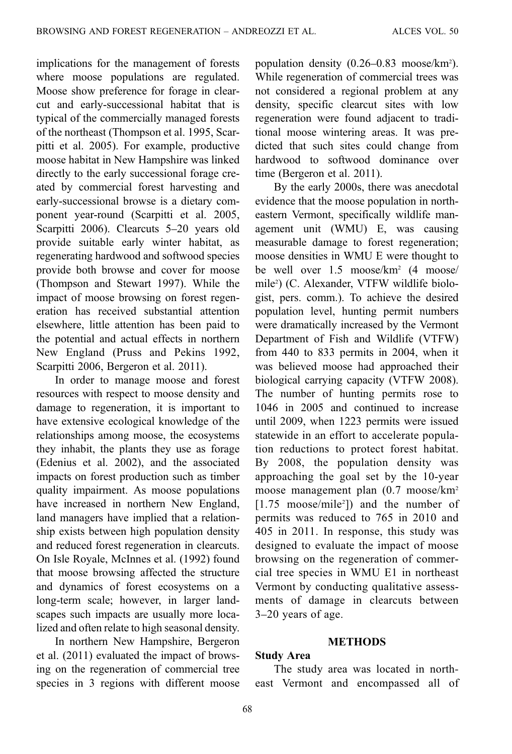implications for the management of forests where moose populations are regulated. Moose show preference for forage in clearcut and early-successional habitat that is typical of the commercially managed forests of the northeast (Thompson et al. 1995, Scarpitti et al. 2005). For example, productive moose habitat in New Hampshire was linked directly to the early successional forage created by commercial forest harvesting and early-successional browse is a dietary component year-round (Scarpitti et al. 2005, Scarpitti 2006). Clearcuts 5–20 years old provide suitable early winter habitat, as regenerating hardwood and softwood species provide both browse and cover for moose (Thompson and Stewart 1997). While the impact of moose browsing on forest regeneration has received substantial attention elsewhere, little attention has been paid to the potential and actual effects in northern New England (Pruss and Pekins 1992, Scarpitti 2006, Bergeron et al. 2011).

In order to manage moose and forest resources with respect to moose density and damage to regeneration, it is important to have extensive ecological knowledge of the relationships among moose, the ecosystems they inhabit, the plants they use as forage (Edenius et al. 2002), and the associated impacts on forest production such as timber quality impairment. As moose populations have increased in northern New England, land managers have implied that a relationship exists between high population density and reduced forest regeneration in clearcuts. On Isle Royale, McInnes et al. (1992) found that moose browsing affected the structure and dynamics of forest ecosystems on a long-term scale; however, in larger landscapes such impacts are usually more localized and often relate to high seasonal density.

In northern New Hampshire, Bergeron et al. (2011) evaluated the impact of browsing on the regeneration of commercial tree species in 3 regions with different moose population density (0.26–0.83 moose/km$^2$). While regeneration of commercial trees was not considered a regional problem at any density, specific clearcut sites with low regeneration were found adjacent to traditional moose wintering areas. It was predicted that such sites could change from hardwood to softwood dominance over time (Bergeron et al. 2011).

By the early 2000s, there was anecdotal evidence that the moose population in northeastern Vermont, specifically wildlife management unit (WMU) E, was causing measurable damage to forest regeneration; moose densities in WMU E were thought to be well over 1.5 moose/km$^2$ (4 moose/mile$^2$) (C. Alexander, VTFW wildlife biologist, pers. comm.). To achieve the desired population level, hunting permit numbers were dramatically increased by the Vermont Department of Fish and Wildlife (VTFW) from 440 to 833 permits in 2004, when it was believed moose had approached their biological carrying capacity (VTFW 2008). The number of hunting permits rose to 1046 in 2005 and continued to increase until 2009, when 1223 permits were issued statewide in an effort to accelerate population reductions to protect forest habitat. By 2008, the population density was approaching the goal set by the 10-year moose management plan (0.7 moose/km$^2$ [1.75 moose/mile$^2$]) and the number of permits was reduced to 765 in 2010 and 405 in 2011. In response, this study was designed to evaluate the impact of moose browsing on the regeneration of commercial tree species in WMU E1 in northeast Vermont by conducting qualitative assessments of damage in clearcuts between 3–20 years of age.

## METHODS

### Study Area

The study area was located in northeast Vermont and encompassed all of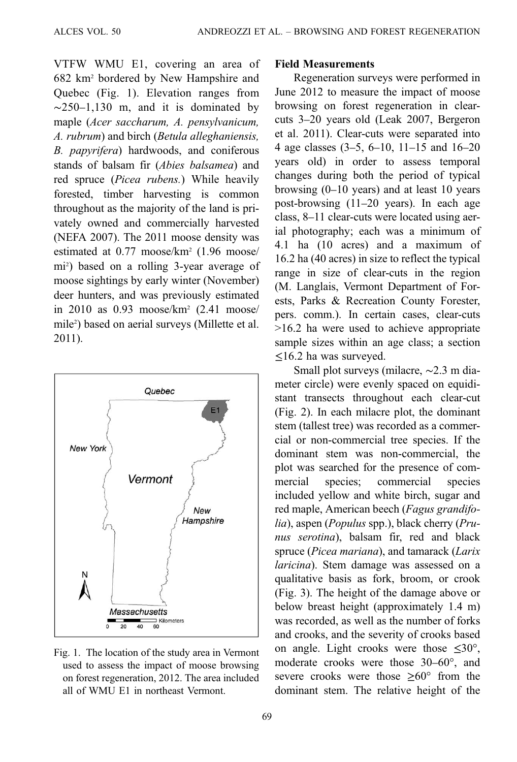VTFW WMU E1, covering an area of 682 km$^2$ bordered by New Hampshire and Quebec (Fig. 1). Elevation ranges from ~250–1,130 m, and it is dominated by maple (*Acer saccharum, A. pensylvanicum, A. rubrum*) and birch (*Betula alleghaniensis, B. papyrifera*) hardwoods, and coniferous stands of balsam fir (*Abies balsamea*) and red spruce (*Picea rubens.*) While heavily forested, timber harvesting is common throughout as the majority of the land is privately owned and commercially harvested (NEFA 2007). The 2011 moose density was estimated at 0.77 moose/km$^2$ (1.96 moose/mi$^2$) based on a rolling 3-year average of moose sightings by early winter (November) deer hunters, and was previously estimated in 2010 as 0.93 moose/km$^2$ (2.41 moose/mile$^2$) based on aerial surveys (Millette et al. 2011).

Fig. 1. The location of the study area in Vermont used to assess the impact of moose browsing on forest regeneration, 2012. The area included all of WMU E1 in northeast Vermont.

**Field Measurements**

Regeneration surveys were performed in June 2012 to measure the impact of moose browsing on forest regeneration in clear-cuts 3–20 years old (Leak 2007, Bergeron et al. 2011). Clear-cuts were separated into 4 age classes (3–5, 6–10, 11–15 and 16–20 years old) in order to assess temporal changes during both the period of typical browsing (0–10 years) and at least 10 years post-browsing (11–20 years). In each age class, 8–11 clear-cuts were located using aerial photography; each was a minimum of 4.1 ha (10 acres) and a maximum of 16.2 ha (40 acres) in size to reflect the typical range in size of clear-cuts in the region (M. Langlais, Vermont Department of Forests, Parks & Recreation County Forester, pers. comm.). In certain cases, clear-cuts >16.2 ha were used to achieve appropriate sample sizes within an age class; a section ≤16.2 ha was surveyed.

Small plot surveys (milacre, ~2.3 m diameter circle) were evenly spaced on equidistant transects throughout each clear-cut (Fig. 2). In each milacre plot, the dominant stem (tallest tree) was recorded as a commercial or non-commercial tree species. If the dominant stem was non-commercial, the plot was searched for the presence of commercial species; commercial species included yellow and white birch, sugar and red maple, American beech (*Fagus grandifolia*), aspen (*Populus* spp.), black cherry (*Prunus serotina*), balsam fir, red and black spruce (*Picea mariana*), and tamarack (*Larix laricina*). Stem damage was assessed on a qualitative basis as fork, broom, or crook (Fig. 3). The height of the damage above or below breast height (approximately 1.4 m) was recorded, as well as the number of forks and crooks, and the severity of crooks based on angle. Light crooks were those ≤30°, moderate crooks were those 30–60°, and severe crooks were those ≥60° from the dominant stem. The relative height of the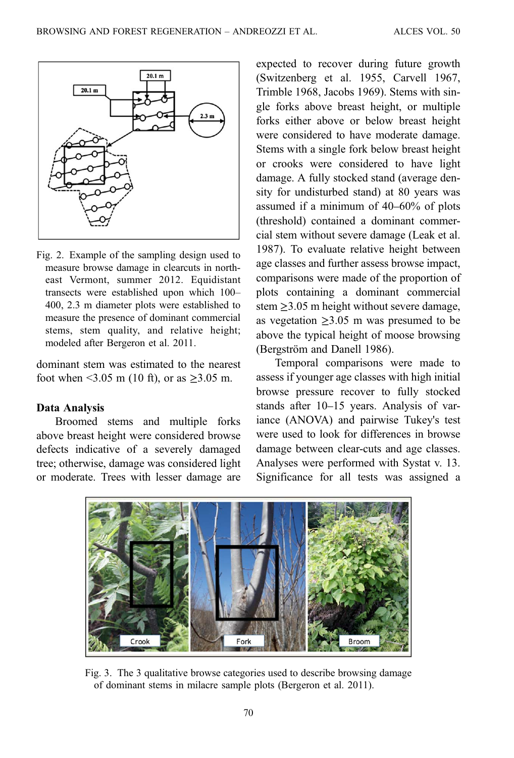Fig. 2. Example of the sampling design used to measure browse damage in clearcuts in northeast Vermont, summer 2012. Equidistant transects were established upon which 100–400, 2.3 m diameter plots were established to measure the presence of dominant commercial stems, stem quality, and relative height; modeled after Bergeron et al. 2011.

dominant stem was estimated to the nearest foot when <3.05 m (10 ft), or as ≥3.05 m.

### Data Analysis

Broomed stems and multiple forks above breast height were considered browse defects indicative of a severely damaged tree; otherwise, damage was considered light or moderate. Trees with lesser damage are expected to recover during future growth (Switzenberg et al. 1955, Carvell 1967, Trimble 1968, Jacobs 1969). Stems with single forks above breast height, or multiple forks either above or below breast height were considered to have moderate damage. Stems with a single fork below breast height or crooks were considered to have light damage. A fully stocked stand (average density for undisturbed stand) at 80 years was assumed if a minimum of 40–60% of plots (threshold) contained a dominant commercial stem without severe damage (Leak et al. 1987). To evaluate relative height between age classes and further assess browse impact, comparisons were made of the proportion of plots containing a dominant commercial stem ≥3.05 m height without severe damage, as vegetation ≥3.05 m was presumed to be above the typical height of moose browsing (Bergström and Danell 1986).

Temporal comparisons were made to assess if younger age classes with high initial browse pressure recover to fully stocked stands after 10–15 years. Analysis of variance (ANOVA) and pairwise Tukey's test were used to look for differences in browse damage between clear-cuts and age classes. Analyses were performed with Systat v. 13. Significance for all tests was assigned a

Fig. 3. The 3 qualitative browse categories used to describe browsing damage of dominant stems in milacre sample plots (Bergeron et al. 2011).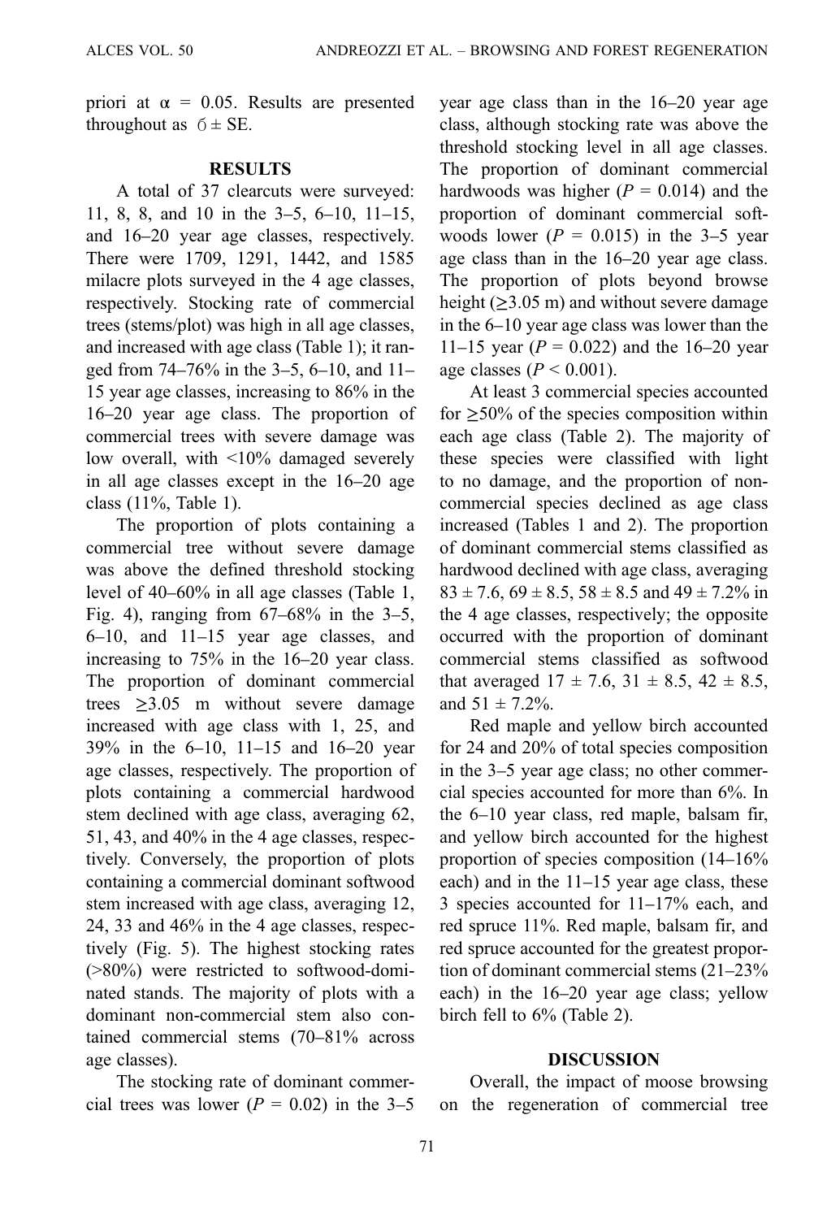priori at $\alpha = 0.05$. Results are presented throughout as $\acute{o} \pm$ SE.

## RESULTS

A total of 37 clearcuts were surveyed: 11, 8, 8, and 10 in the 3–5, 6–10, 11–15, and 16–20 year age classes, respectively. There were 1709, 1291, 1442, and 1585 milacre plots surveyed in the 4 age classes, respectively. Stocking rate of commercial trees (stems/plot) was high in all age classes, and increased with age class (Table 1); it ranged from 74–76% in the 3–5, 6–10, and 11–15 year age classes, increasing to 86% in the 16–20 year age class. The proportion of commercial trees with severe damage was low overall, with <10% damaged severely in all age classes except in the 16–20 age class (11%, Table 1).

The proportion of plots containing a commercial tree without severe damage was above the defined threshold stocking level of 40–60% in all age classes (Table 1, Fig. 4), ranging from 67–68% in the 3–5, 6–10, and 11–15 year age classes, and increasing to 75% in the 16–20 year class. The proportion of dominant commercial trees ≥3.05 m without severe damage increased with age class with 1, 25, and 39% in the 6–10, 11–15 and 16–20 year age classes, respectively. The proportion of plots containing a commercial hardwood stem declined with age class, averaging 62, 51, 43, and 40% in the 4 age classes, respectively. Conversely, the proportion of plots containing a commercial dominant softwood stem increased with age class, averaging 12, 24, 33 and 46% in the 4 age classes, respectively (Fig. 5). The highest stocking rates (>80%) were restricted to softwood-dominated stands. The majority of plots with a dominant non-commercial stem also contained commercial stems (70–81% across age classes).

The stocking rate of dominant commercial trees was lower ($P = 0.02$) in the 3–5 year age class than in the 16–20 year age class, although stocking rate was above the threshold stocking level in all age classes. The proportion of dominant commercial hardwoods was higher ($P = 0.014$) and the proportion of dominant commercial softwoods lower ($P = 0.015$) in the 3–5 year age class than in the 16–20 year age class. The proportion of plots beyond browse height (≥3.05 m) and without severe damage in the 6–10 year age class was lower than the 11–15 year ($P = 0.022$) and the 16–20 year age classes ($P < 0.001$).

At least 3 commercial species accounted for ≥50% of the species composition within each age class (Table 2). The majority of these species were classified with light to no damage, and the proportion of noncommercial species declined as age class increased (Tables 1 and 2). The proportion of dominant commercial stems classified as hardwood declined with age class, averaging 83 ± 7.6, 69 ± 8.5, 58 ± 8.5 and 49 ± 7.2% in the 4 age classes, respectively; the opposite occurred with the proportion of dominant commercial stems classified as softwood that averaged 17 ± 7.6, 31 ± 8.5, 42 ± 8.5, and 51 ± 7.2%.

Red maple and yellow birch accounted for 24 and 20% of total species composition in the 3–5 year age class; no other commercial species accounted for more than 6%. In the 6–10 year class, red maple, balsam fir, and yellow birch accounted for the highest proportion of species composition (14–16% each) and in the 11–15 year age class, these 3 species accounted for 11–17% each, and red spruce 11%. Red maple, balsam fir, and red spruce accounted for the greatest proportion of dominant commercial stems (21–23% each) in the 16–20 year age class; yellow birch fell to 6% (Table 2).

## DISCUSSION

Overall, the impact of moose browsing on the regeneration of commercial tree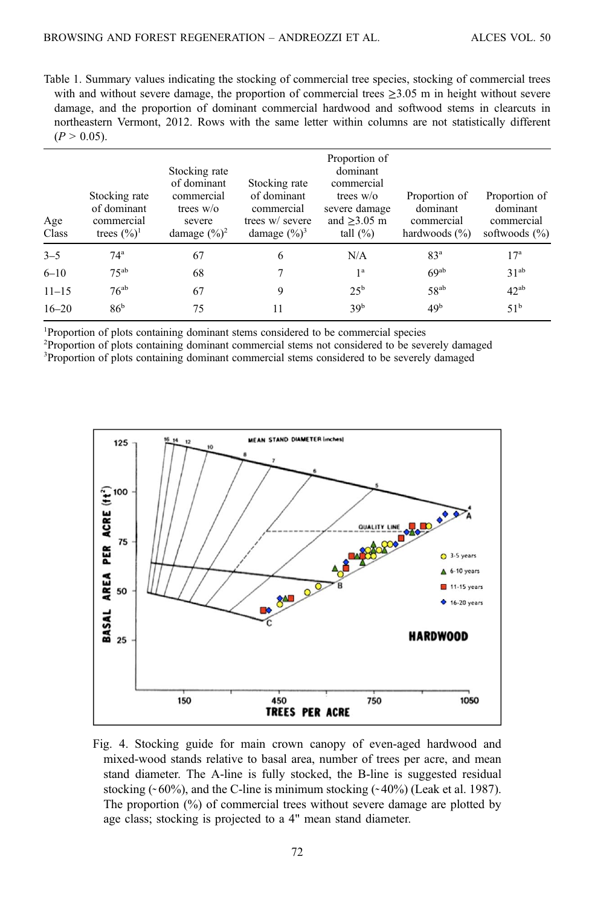Table 1. Summary values indicating the stocking of commercial tree species, stocking of commercial trees with and without severe damage, the proportion of commercial trees ≥3.05 m in height without severe damage, and the proportion of dominant commercial hardwood and softwood stems in clearcuts in northeastern Vermont, 2012. Rows with the same letter within columns are not statistically different ($P > 0.05$).

| Age Class | Stocking rate of dominant commercial trees (%)[1] | Stocking rate of dominant commercial trees w/o severe damage (%)[2] | Stocking rate of dominant commercial trees w/ severe damage (%)[3] | Proportion of dominant commercial trees w/o severe damage and ≥3.05 m tall (%) | Proportion of dominant commercial hardwoods (%) | Proportion of dominant commercial softwoods (%) |
|---|---|---|---|---|---|---|
| 3–5 | 74[a] | 67 | 6 | N/A | 83[a] | 17[a] |
| 6–10 | 75[ab] | 68 | 7 | 1[a] | 69[ab] | 31[ab] |
| 11–15 | 76[ab] | 67 | 9 | 25[b] | 58[ab] | 42[ab] |
| 16–20 | 86[b] | 75 | 11 | 39[b] | 49[b] | 51[b] |

[1]Proportion of plots containing dominant stems considered to be commercial species
[2]Proportion of plots containing dominant commercial stems not considered to be severely damaged
[3]Proportion of plots containing dominant commercial stems considered to be severely damaged

Fig. 4. Stocking guide for main crown canopy of even-aged hardwood and mixed-wood stands relative to basal area, number of trees per acre, and mean stand diameter. The A-line is fully stocked, the B-line is suggested residual stocking (~60%), and the C-line is minimum stocking (~40%) (Leak et al. 1987). The proportion (%) of commercial trees without severe damage are plotted by age class; stocking is projected to a 4" mean stand diameter.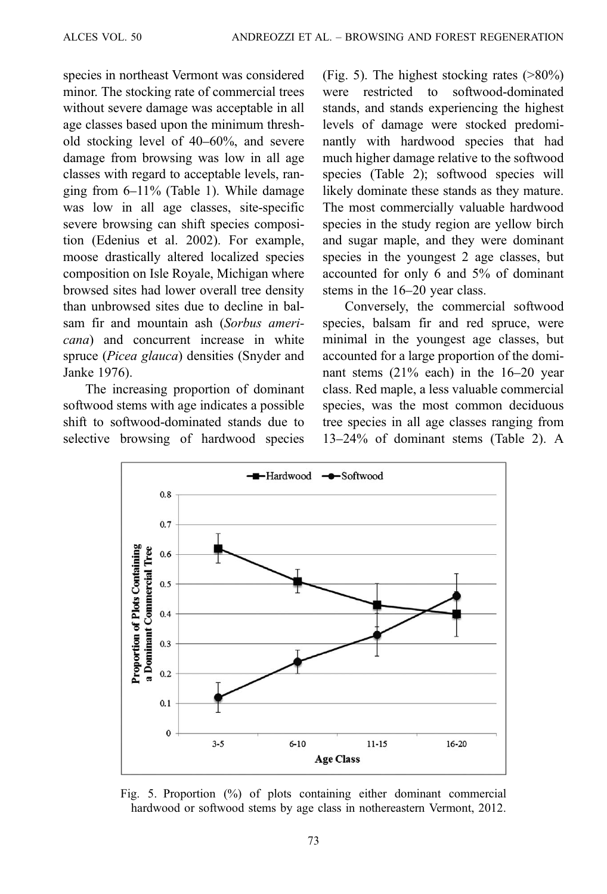species in northeast Vermont was considered minor. The stocking rate of commercial trees without severe damage was acceptable in all age classes based upon the minimum threshold stocking level of 40–60%, and severe damage from browsing was low in all age classes with regard to acceptable levels, ranging from 6–11% (Table 1). While damage was low in all age classes, site-specific severe browsing can shift species composition (Edenius et al. 2002). For example, moose drastically altered localized species composition on Isle Royale, Michigan where browsed sites had lower overall tree density than unbrowsed sites due to decline in balsam fir and mountain ash (*Sorbus americana*) and concurrent increase in white spruce (*Picea glauca*) densities (Snyder and Janke 1976).

The increasing proportion of dominant softwood stems with age indicates a possible shift to softwood-dominated stands due to selective browsing of hardwood species (Fig. 5). The highest stocking rates (>80%) were restricted to softwood-dominated stands, and stands experiencing the highest levels of damage were stocked predominantly with hardwood species that had much higher damage relative to the softwood species (Table 2); softwood species will likely dominate these stands as they mature. The most commercially valuable hardwood species in the study region are yellow birch and sugar maple, and they were dominant species in the youngest 2 age classes, but accounted for only 6 and 5% of dominant stems in the 16–20 year class.

Conversely, the commercial softwood species, balsam fir and red spruce, were minimal in the youngest age classes, but accounted for a large proportion of the dominant stems (21% each) in the 16–20 year class. Red maple, a less valuable commercial species, was the most common deciduous tree species in all age classes ranging from 13–24% of dominant stems (Table 2). A

Fig. 5. Proportion (%) of plots containing either dominant commercial hardwood or softwood stems by age class in nothereastern Vermont, 2012.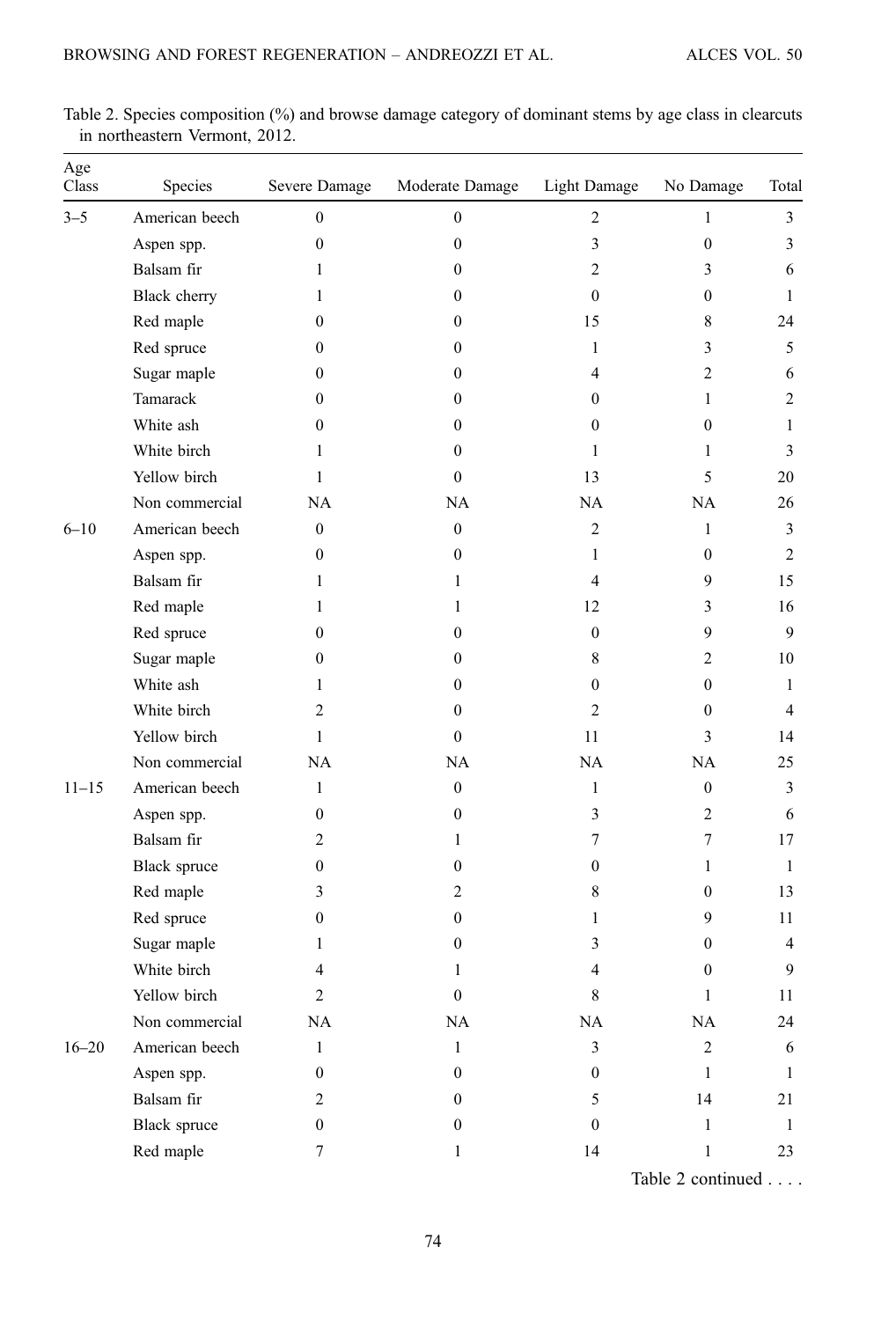Table 2. Species composition (%) and browse damage category of dominant stems by age class in clearcuts in northeastern Vermont, 2012.

| Age Class | Species | Severe Damage | Moderate Damage | Light Damage | No Damage | Total |
|---|---|---|---|---|---|---|
| 3–5 | American beech | 0 | 0 | 2 | 1 | 3 |
| | Aspen spp. | 0 | 0 | 3 | 0 | 3 |
| | Balsam fir | 1 | 0 | 2 | 3 | 6 |
| | Black cherry | 1 | 0 | 0 | 0 | 1 |
| | Red maple | 0 | 0 | 15 | 8 | 24 |
| | Red spruce | 0 | 0 | 1 | 3 | 5 |
| | Sugar maple | 0 | 0 | 4 | 2 | 6 |
| | Tamarack | 0 | 0 | 0 | 1 | 2 |
| | White ash | 0 | 0 | 0 | 0 | 1 |
| | White birch | 1 | 0 | 1 | 1 | 3 |
| | Yellow birch | 1 | 0 | 13 | 5 | 20 |
| | Non commercial | NA | NA | NA | NA | 26 |
| 6–10 | American beech | 0 | 0 | 2 | 1 | 3 |
| | Aspen spp. | 0 | 0 | 1 | 0 | 2 |
| | Balsam fir | 1 | 1 | 4 | 9 | 15 |
| | Red maple | 1 | 1 | 12 | 3 | 16 |
| | Red spruce | 0 | 0 | 0 | 9 | 9 |
| | Sugar maple | 0 | 0 | 8 | 2 | 10 |
| | White ash | 1 | 0 | 0 | 0 | 1 |
| | White birch | 2 | 0 | 2 | 0 | 4 |
| | Yellow birch | 1 | 0 | 11 | 3 | 14 |
| | Non commercial | NA | NA | NA | NA | 25 |
| 11–15 | American beech | 1 | 0 | 1 | 0 | 3 |
| | Aspen spp. | 0 | 0 | 3 | 2 | 6 |
| | Balsam fir | 2 | 1 | 7 | 7 | 17 |
| | Black spruce | 0 | 0 | 0 | 1 | 1 |
| | Red maple | 3 | 2 | 8 | 0 | 13 |
| | Red spruce | 0 | 0 | 1 | 9 | 11 |
| | Sugar maple | 1 | 0 | 3 | 0 | 4 |
| | White birch | 4 | 1 | 4 | 0 | 9 |
| | Yellow birch | 2 | 0 | 8 | 1 | 11 |
| | Non commercial | NA | NA | NA | NA | 24 |
| 16–20 | American beech | 1 | 1 | 3 | 2 | 6 |
| | Aspen spp. | 0 | 0 | 0 | 1 | 1 |
| | Balsam fir | 2 | 0 | 5 | 14 | 21 |
| | Black spruce | 0 | 0 | 0 | 1 | 1 |
| | Red maple | 7 | 1 | 14 | 1 | 23 |

Table 2 continued . . . .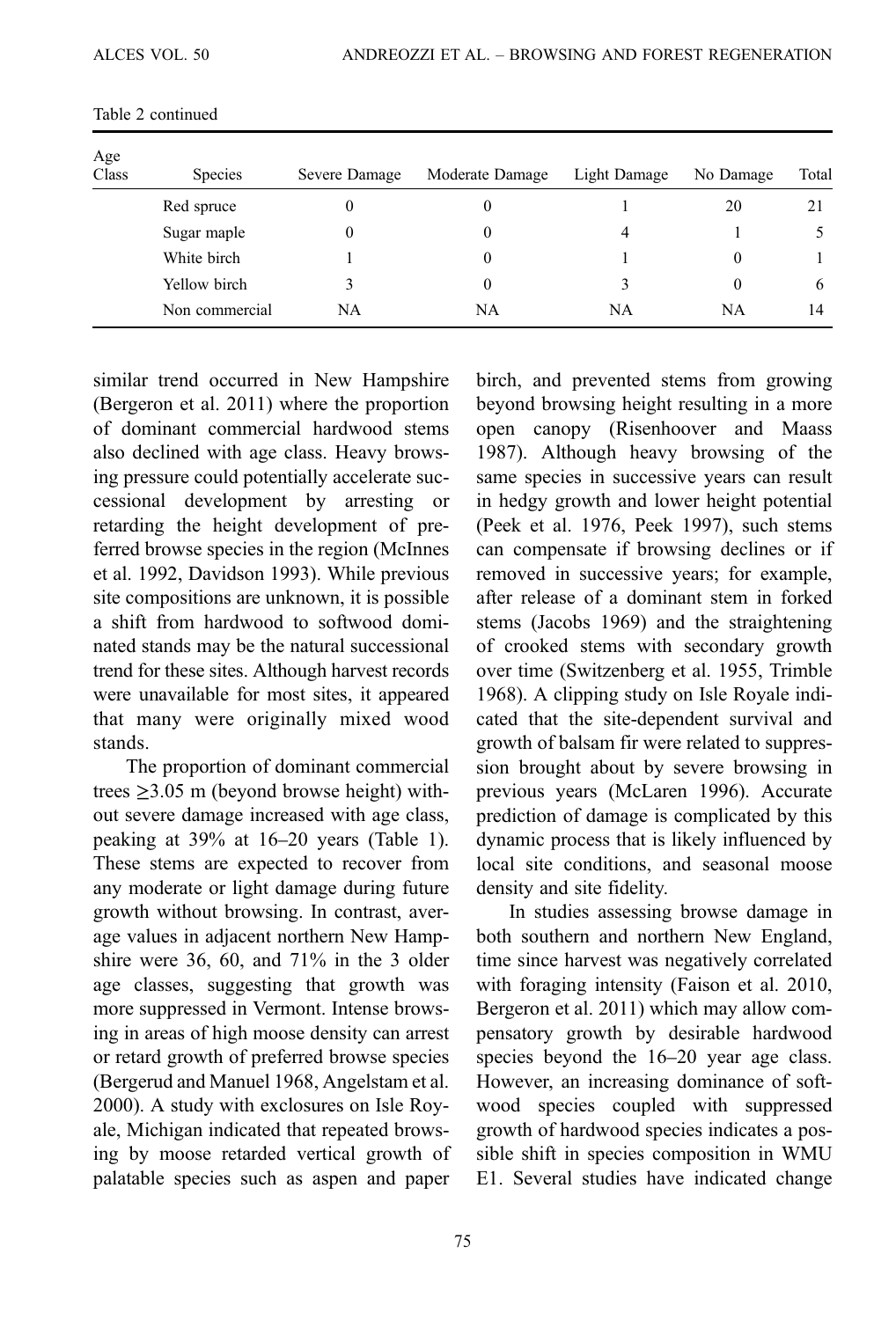Table 2 continued

| Age Class | Species | Severe Damage | Moderate Damage | Light Damage | No Damage | Total |
|---|---|---|---|---|---|---|
| | Red spruce | 0 | 0 | 1 | 20 | 21 |
| | Sugar maple | 0 | 0 | 4 | 1 | 5 |
| | White birch | 1 | 0 | 1 | 0 | 1 |
| | Yellow birch | 3 | 0 | 3 | 0 | 6 |
| | Non commercial | NA | NA | NA | NA | 14 |

similar trend occurred in New Hampshire (Bergeron et al. 2011) where the proportion of dominant commercial hardwood stems also declined with age class. Heavy browsing pressure could potentially accelerate successional development by arresting or retarding the height development of preferred browse species in the region (McInnes et al. 1992, Davidson 1993). While previous site compositions are unknown, it is possible a shift from hardwood to softwood dominated stands may be the natural successional trend for these sites. Although harvest records were unavailable for most sites, it appeared that many were originally mixed wood stands.

The proportion of dominant commercial trees ≥3.05 m (beyond browse height) without severe damage increased with age class, peaking at 39% at 16–20 years (Table 1). These stems are expected to recover from any moderate or light damage during future growth without browsing. In contrast, average values in adjacent northern New Hampshire were 36, 60, and 71% in the 3 older age classes, suggesting that growth was more suppressed in Vermont. Intense browsing in areas of high moose density can arrest or retard growth of preferred browse species (Bergerud and Manuel 1968, Angelstam et al. 2000). A study with exclosures on Isle Royale, Michigan indicated that repeated browsing by moose retarded vertical growth of palatable species such as aspen and paper birch, and prevented stems from growing beyond browsing height resulting in a more open canopy (Risenhoover and Maass 1987). Although heavy browsing of the same species in successive years can result in hedgy growth and lower height potential (Peek et al. 1976, Peek 1997), such stems can compensate if browsing declines or if removed in successive years; for example, after release of a dominant stem in forked stems (Jacobs 1969) and the straightening of crooked stems with secondary growth over time (Switzenberg et al. 1955, Trimble 1968). A clipping study on Isle Royale indicated that the site-dependent survival and growth of balsam fir were related to suppression brought about by severe browsing in previous years (McLaren 1996). Accurate prediction of damage is complicated by this dynamic process that is likely influenced by local site conditions, and seasonal moose density and site fidelity.

In studies assessing browse damage in both southern and northern New England, time since harvest was negatively correlated with foraging intensity (Faison et al. 2010, Bergeron et al. 2011) which may allow compensatory growth by desirable hardwood species beyond the 16–20 year age class. However, an increasing dominance of softwood species coupled with suppressed growth of hardwood species indicates a possible shift in species composition in WMU E1. Several studies have indicated change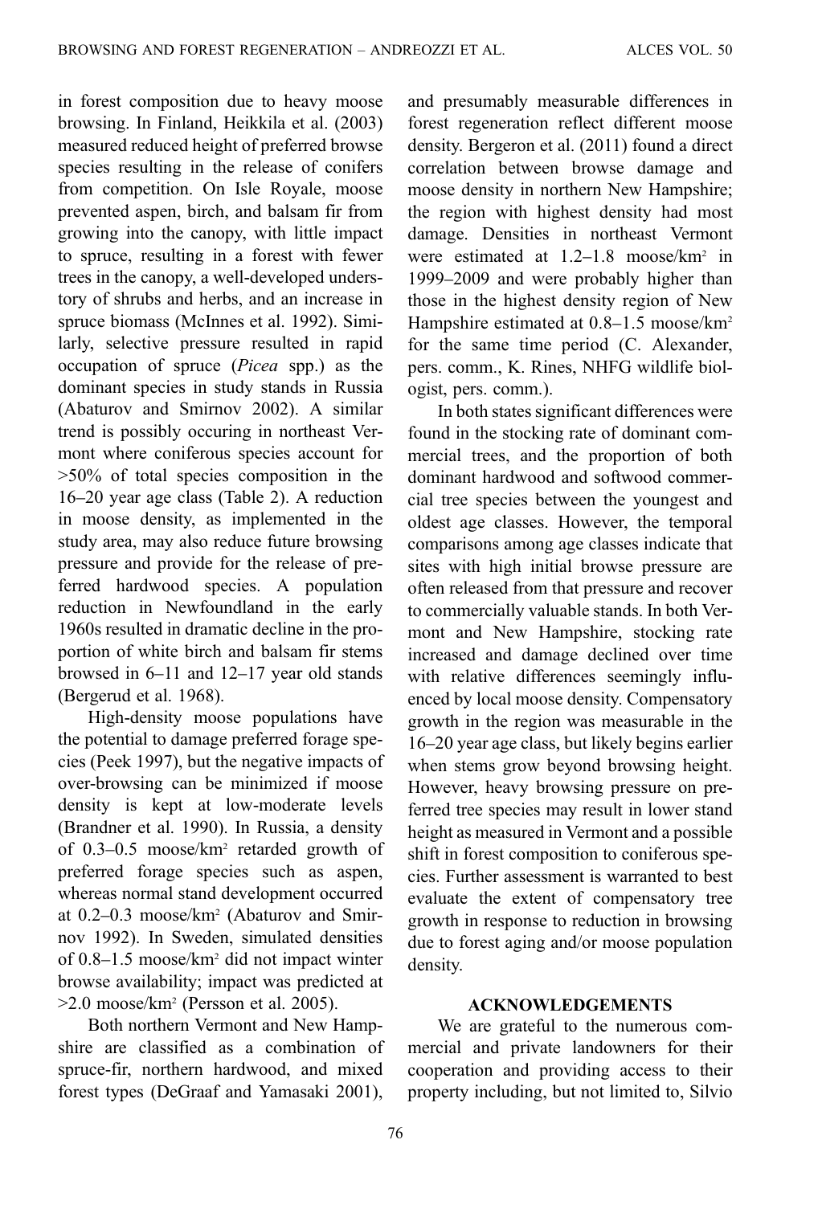in forest composition due to heavy moose browsing. In Finland, Heikkila et al. (2003) measured reduced height of preferred browse species resulting in the release of conifers from competition. On Isle Royale, moose prevented aspen, birch, and balsam fir from growing into the canopy, with little impact to spruce, resulting in a forest with fewer trees in the canopy, a well-developed understory of shrubs and herbs, and an increase in spruce biomass (McInnes et al. 1992). Similarly, selective pressure resulted in rapid occupation of spruce (*Picea* spp.) as the dominant species in study stands in Russia (Abaturov and Smirnov 2002). A similar trend is possibly occuring in northeast Vermont where coniferous species account for >50% of total species composition in the 16–20 year age class (Table 2). A reduction in moose density, as implemented in the study area, may also reduce future browsing pressure and provide for the release of preferred hardwood species. A population reduction in Newfoundland in the early 1960s resulted in dramatic decline in the proportion of white birch and balsam fir stems browsed in 6–11 and 12–17 year old stands (Bergerud et al. 1968).

High-density moose populations have the potential to damage preferred forage species (Peek 1997), but the negative impacts of over-browsing can be minimized if moose density is kept at low-moderate levels (Brandner et al. 1990). In Russia, a density of 0.3–0.5 moose/km$^2$ retarded growth of preferred forage species such as aspen, whereas normal stand development occurred at 0.2–0.3 moose/km$^2$ (Abaturov and Smirnov 1992). In Sweden, simulated densities of 0.8–1.5 moose/km$^2$ did not impact winter browse availability; impact was predicted at >2.0 moose/km$^2$ (Persson et al. 2005).

Both northern Vermont and New Hampshire are classified as a combination of spruce-fir, northern hardwood, and mixed forest types (DeGraaf and Yamasaki 2001), and presumably measurable differences in forest regeneration reflect different moose density. Bergeron et al. (2011) found a direct correlation between browse damage and moose density in northern New Hampshire; the region with highest density had most damage. Densities in northeast Vermont were estimated at 1.2–1.8 moose/km$^2$ in 1999–2009 and were probably higher than those in the highest density region of New Hampshire estimated at 0.8–1.5 moose/km$^2$ for the same time period (C. Alexander, pers. comm., K. Rines, NHFG wildlife biologist, pers. comm.).

In both states significant differences were found in the stocking rate of dominant commercial trees, and the proportion of both dominant hardwood and softwood commercial tree species between the youngest and oldest age classes. However, the temporal comparisons among age classes indicate that sites with high initial browse pressure are often released from that pressure and recover to commercially valuable stands. In both Vermont and New Hampshire, stocking rate increased and damage declined over time with relative differences seemingly influenced by local moose density. Compensatory growth in the region was measurable in the 16–20 year age class, but likely begins earlier when stems grow beyond browsing height. However, heavy browsing pressure on preferred tree species may result in lower stand height as measured in Vermont and a possible shift in forest composition to coniferous species. Further assessment is warranted to best evaluate the extent of compensatory tree growth in response to reduction in browsing due to forest aging and/or moose population density.

## ACKNOWLEDGEMENTS

We are grateful to the numerous commercial and private landowners for their cooperation and providing access to their property including, but not limited to, Silvio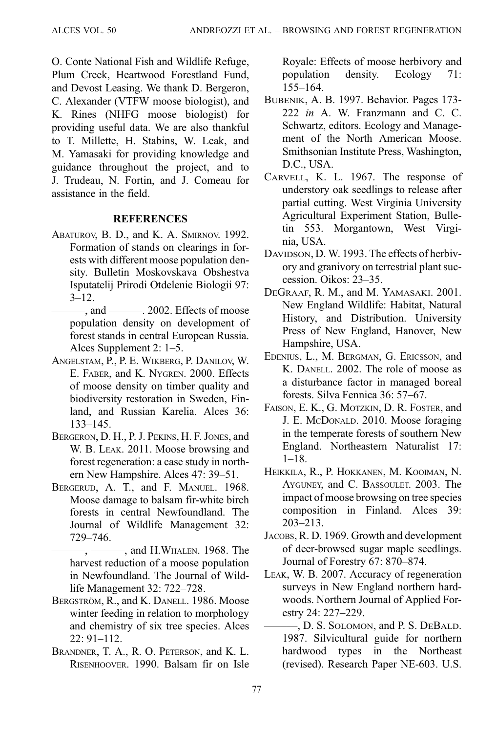O. Conte National Fish and Wildlife Refuge, Plum Creek, Heartwood Forestland Fund, and Devost Leasing. We thank D. Bergeron, C. Alexander (VTFW moose biologist), and K. Rines (NHFG moose biologist) for providing useful data. We are also thankful to T. Millette, H. Stabins, W. Leak, and M. Yamasaki for providing knowledge and guidance throughout the project, and to J. Trudeau, N. Fortin, and J. Comeau for assistance in the field.

## REFERENCES

Abaturov, B. D., and K. A. Smirnov. 1992. Formation of stands on clearings in forests with different moose population density. Bulletin Moskovskava Obshestva Isputatelij Prirodi Otdelenie Biologii 97: 3–12.

———, and ———. 2002. Effects of moose population density on development of forest stands in central European Russia. Alces Supplement 2: 1–5.

Angelstam, P., P. E. Wikberg, P. Danilov, W. E. Faber, and K. Nygren. 2000. Effects of moose density on timber quality and biodiversity restoration in Sweden, Finland, and Russian Karelia. Alces 36: 133–145.

Bergeron, D. H., P. J. Pekins, H. F. Jones, and W. B. Leak. 2011. Moose browsing and forest regeneration: a case study in northern New Hampshire. Alces 47: 39–51.

Bergerud, A. T., and F. Manuel. 1968. Moose damage to balsam fir-white birch forests in central Newfoundland. The Journal of Wildlife Management 32: 729–746.

———, ———, and H.Whalen. 1968. The harvest reduction of a moose population in Newfoundland. The Journal of Wildlife Management 32: 722–728.

Bergström, R., and K. Danell. 1986. Moose winter feeding in relation to morphology and chemistry of six tree species. Alces 22: 91–112.

Brandner, T. A., R. O. Peterson, and K. L. Risenhoover. 1990. Balsam fir on Isle Royale: Effects of moose herbivory and population density. Ecology 71: 155–164.

Bubenik, A. B. 1997. Behavior. Pages 173-222 *in* A. W. Franzmann and C. C. Schwartz, editors. Ecology and Management of the North American Moose. Smithsonian Institute Press, Washington, D.C., USA.

Carvell, K. L. 1967. The response of understory oak seedlings to release after partial cutting. West Virginia University Agricultural Experiment Station, Bulletin 553. Morgantown, West Virginia, USA.

Davidson, D. W. 1993. The effects of herbivory and granivory on terrestrial plant succession. Oikos: 23–35.

DeGraaf, R. M., and M. Yamasaki. 2001. New England Wildlife: Habitat, Natural History, and Distribution. University Press of New England, Hanover, New Hampshire, USA.

Edenius, L., M. Bergman, G. Ericsson, and K. Danell. 2002. The role of moose as a disturbance factor in managed boreal forests. Silva Fennica 36: 57–67.

Faison, E. K., G. Motzkin, D. R. Foster, and J. E. McDonald. 2010. Moose foraging in the temperate forests of southern New England. Northeastern Naturalist 17: 1–18.

Heikkila, R., P. Hokkanen, M. Kooiman, N. Ayguney, and C. Bassoulet. 2003. The impact of moose browsing on tree species composition in Finland. Alces 39: 203–213.

Jacobs, R. D. 1969. Growth and development of deer-browsed sugar maple seedlings. Journal of Forestry 67: 870–874.

Leak, W. B. 2007. Accuracy of regeneration surveys in New England northern hardwoods. Northern Journal of Applied Forestry 24: 227–229.

———, D. S. Solomon, and P. S. DeBald. 1987. Silvicultural guide for northern hardwood types in the Northeast (revised). Research Paper NE-603. U.S.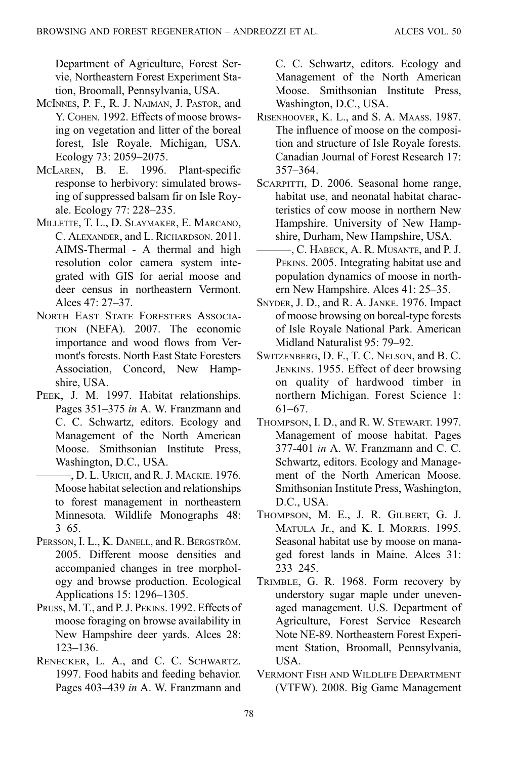Department of Agriculture, Forest Servie, Northeastern Forest Experiment Station, Broomall, Pennsylvania, USA.

McInnes, P. F., R. J. Naiman, J. Pastor, and Y. Cohen. 1992. Effects of moose browsing on vegetation and litter of the boreal forest, Isle Royale, Michigan, USA. Ecology 73: 2059–2075.

McLaren, B. E. 1996. Plant-specific response to herbivory: simulated browsing of suppressed balsam fir on Isle Royale. Ecology 77: 228–235.

Millette, T. L., D. Slaymaker, E. Marcano, C. Alexander, and L. Richardson. 2011. AIMS-Thermal - A thermal and high resolution color camera system integrated with GIS for aerial moose and deer census in northeastern Vermont. Alces 47: 27–37.

North East State Foresters Association (NEFA). 2007. The economic importance and wood flows from Vermont's forests. North East State Foresters Association, Concord, New Hampshire, USA.

Peek, J. M. 1997. Habitat relationships. Pages 351–375 *in* A. W. Franzmann and C. C. Schwartz, editors. Ecology and Management of the North American Moose. Smithsonian Institute Press, Washington, D.C., USA.

———, D. L. Urich, and R. J. Mackie. 1976. Moose habitat selection and relationships to forest management in northeastern Minnesota. Wildlife Monographs 48: 3–65.

Persson, I. L., K. Danell, and R. Bergström. 2005. Different moose densities and accompanied changes in tree morphology and browse production. Ecological Applications 15: 1296–1305.

Pruss, M. T., and P. J. Pekins. 1992. Effects of moose foraging on browse availability in New Hampshire deer yards. Alces 28: 123–136.

Renecker, L. A., and C. C. Schwartz. 1997. Food habits and feeding behavior. Pages 403–439 *in* A. W. Franzmann and C. C. Schwartz, editors. Ecology and Management of the North American Moose. Smithsonian Institute Press, Washington, D.C., USA.

Risenhoover, K. L., and S. A. Maass. 1987. The influence of moose on the composition and structure of Isle Royale forests. Canadian Journal of Forest Research 17: 357–364.

Scarpitti, D. 2006. Seasonal home range, habitat use, and neonatal habitat characteristics of cow moose in northern New Hampshire. University of New Hampshire, Durham, New Hampshire, USA.

———, C. Habeck, A. R. Musante, and P. J. Pekins. 2005. Integrating habitat use and population dynamics of moose in northern New Hampshire. Alces 41: 25–35.

Snyder, J. D., and R. A. Janke. 1976. Impact of moose browsing on boreal-type forests of Isle Royale National Park. American Midland Naturalist 95: 79–92.

Switzenberg, D. F., T. C. Nelson, and B. C. Jenkins. 1955. Effect of deer browsing on quality of hardwood timber in northern Michigan. Forest Science 1: 61–67.

Thompson, I. D., and R. W. Stewart. 1997. Management of moose habitat. Pages 377-401 *in* A. W. Franzmann and C. C. Schwartz, editors. Ecology and Management of the North American Moose. Smithsonian Institute Press, Washington, D.C., USA.

Thompson, M. E., J. R. Gilbert, G. J. Matula Jr., and K. I. Morris. 1995. Seasonal habitat use by moose on managed forest lands in Maine. Alces 31: 233–245.

Trimble, G. R. 1968. Form recovery by understory sugar maple under unevenaged management. U.S. Department of Agriculture, Forest Service Research Note NE-89. Northeastern Forest Experiment Station, Broomall, Pennsylvania, USA.

Vermont Fish and Wildlife Department (VTFW). 2008. Big Game Management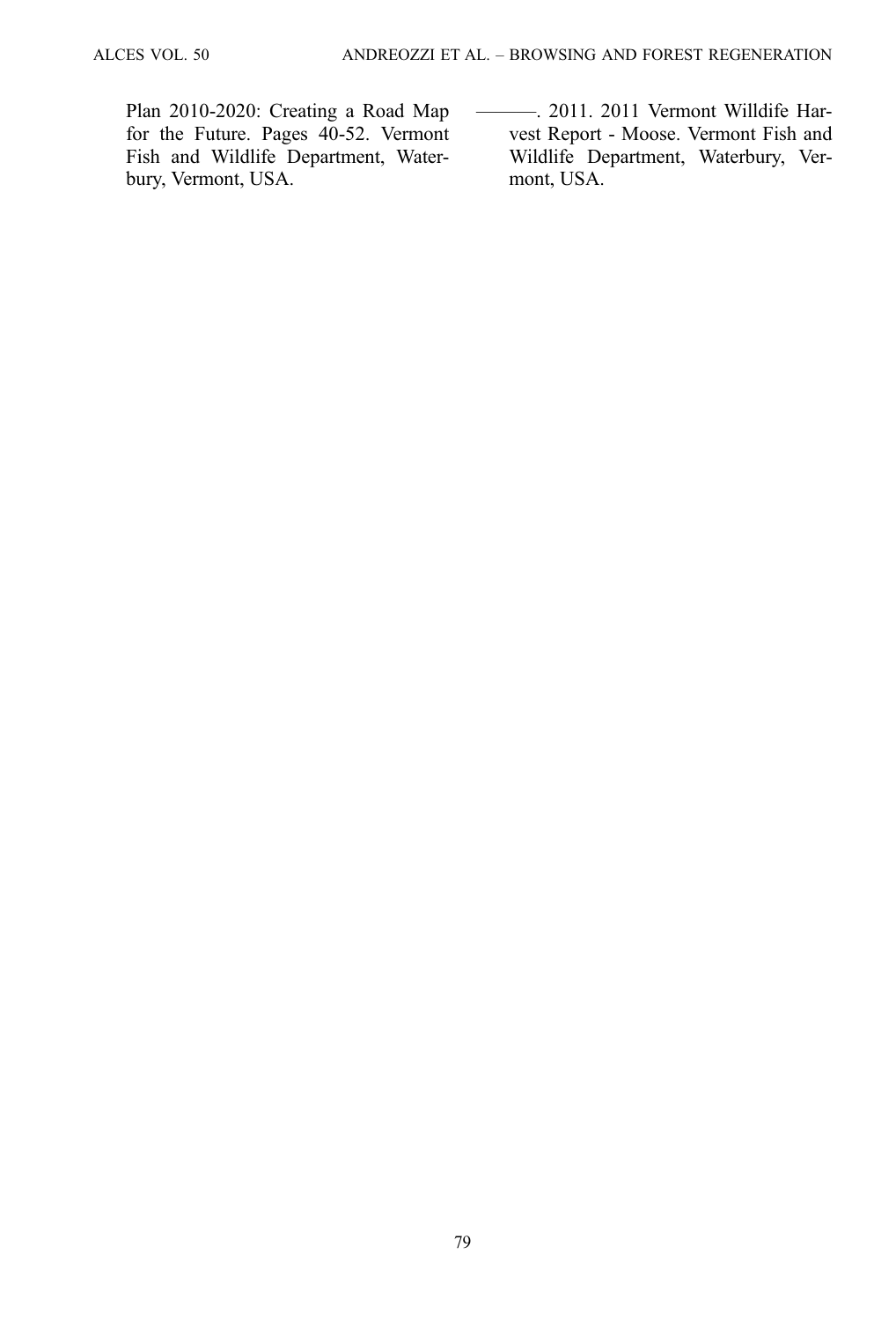Plan 2010-2020: Creating a Road Map for the Future. Pages 40-52. Vermont Fish and Wildlife Department, Waterbury, Vermont, USA.

———. 2011. 2011 Vermont Willdife Harvest Report - Moose. Vermont Fish and Wildlife Department, Waterbury, Vermont, USA.